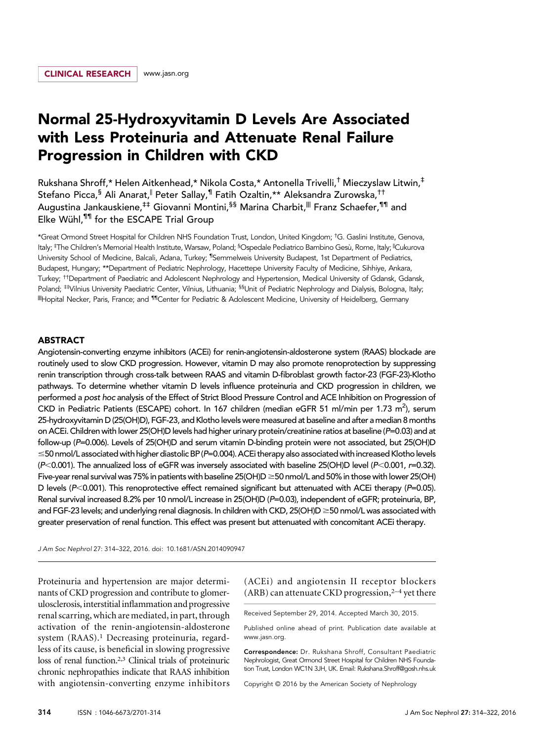CLINICAL RESEARCH www.jasn.org

# Normal 25-Hydroxyvitamin D Levels Are Associated with Less Proteinuria and Attenuate Renal Failure Progression in Children with CKD

Rukshana Shroff,* Helen Aitkenhead,* Nikola Costa,* Antonella Trivelli,[†] Mieczyslaw Litwin,[‡] Stefano Picca,[§] Ali Anarat,[‖] Peter Sallay,[¶] Fatih Ozaltin,** Aleksandra Zurowska,[††] Augustina Jankauskiene,[‡‡] Giovanni Montini,[§§] Marina Charbit,[‖‖] Franz Schaefer,[¶¶] and Elke Wühl,[¶¶] for the ESCAPE Trial Group

*Great Ormond Street Hospital for Children NHS Foundation Trust, London, United Kingdom; [†]G. Gaslini Institute, Genova, Italy; [‡]The Children's Memorial Health Institute, Warsaw, Poland; [§]Ospedale Pediatrico Bambino Gesù, Rome, Italy; [‖]Cukurova University School of Medicine, Balcali, Adana, Turkey; [¶]Semmelweis University Budapest, 1st Department of Pediatrics, Budapest, Hungary; **Department of Pediatric Nephrology, Hacettepe University Faculty of Medicine, Sihhiye, Ankara, Turkey; [††]Department of Paediatric and Adolescent Nephrology and Hypertension, Medical University of Gdansk, Gdansk, Poland; [‡‡]Vilnius University Paediatric Center, Vilnius, Lithuania; [§§]Unit of Pediatric Nephrology and Dialysis, Bologna, Italy; [‖‖]Hopital Necker, Paris, France; and [¶¶]Center for Pediatric & Adolescent Medicine, University of Heidelberg, Germany

## ABSTRACT

Angiotensin-converting enzyme inhibitors (ACEi) for renin-angiotensin-aldosterone system (RAAS) blockade are routinely used to slow CKD progression. However, vitamin D may also promote renoprotection by suppressing renin transcription through cross-talk between RAAS and vitamin D-fibroblast growth factor-23 (FGF-23)-Klotho pathways. To determine whether vitamin D levels influence proteinuria and CKD progression in children, we performed a *post hoc* analysis of the Effect of Strict Blood Pressure Control and ACE Inhibition on Progression of CKD in Pediatric Patients (ESCAPE) cohort. In 167 children (median eGFR 51 ml/min per 1.73 $m^2$), serum 25-hydroxyvitamin D (25(OH)D), FGF-23, and Klotho levels were measured at baseline and after a median 8 months on ACEi. Children with lower 25(OH)D levels had higher urinary protein/creatinine ratios at baseline ($P$=0.03) and at follow-up ($P$=0.006). Levels of 25(OH)D and serum vitamin D-binding protein were not associated, but 25(OH)D ≤50 nmol/L associated with higher diastolic BP ($P$=0.004). ACEi therapy also associated with increased Klotho levels ($P$<0.001). The annualized loss of eGFR was inversely associated with baseline 25(OH)D level ($P$<0.001, $r$=0.32). Five-year renal survival was 75% in patients with baseline 25(OH)D ≥50 nmol/L and 50% in those with lower 25(OH)D levels ($P$<0.001). This renoprotective effect remained significant but attenuated with ACEi therapy ($P$=0.05). Renal survival increased 8.2% per 10 nmol/L increase in 25(OH)D ($P$=0.03), independent of eGFR; proteinuria, BP, and FGF-23 levels; and underlying renal diagnosis. In children with CKD, 25(OH)D ≥50 nmol/L was associated with greater preservation of renal function. This effect was present but attenuated with concomitant ACEi therapy.

*J Am Soc Nephrol* 27: 314–322, 2016. doi: 10.1681/ASN.2014090947

Proteinuria and hypertension are major determinants of CKD progression and contribute to glomerulosclerosis, interstitial inflammation and progressive renal scarring, which are mediated, in part, through activation of the renin-angiotensin-aldosterone system (RAAS).[1] Decreasing proteinuria, regardless of its cause, is beneficial in slowing progressive loss of renal function.[2,3] Clinical trials of proteinuric chronic nephropathies indicate that RAAS inhibition with angiotensin-converting enzyme inhibitors (ACEi) and angiotensin II receptor blockers (ARB) can attenuate CKD progression,[2–4] yet there

Received September 29, 2014. Accepted March 30, 2015.

Published online ahead of print. Publication date available at www.jasn.org.

**Correspondence:** Dr. Rukshana Shroff, Consultant Paediatric Nephrologist, Great Ormond Street Hospital for Children NHS Foundation Trust, London WC1N 3JH, UK. Email: Rukshana.Shroff@gosh.nhs.uk

Copyright © 2016 by the American Society of Nephrology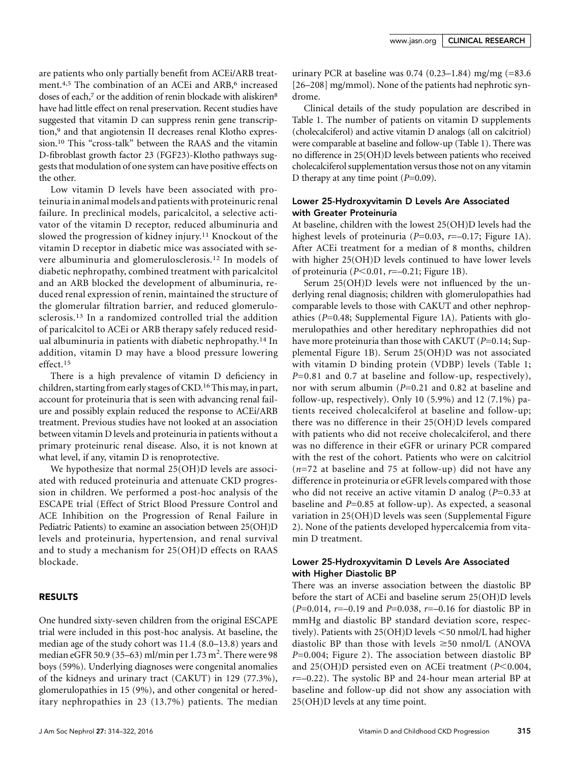are patients who only partially benefit from ACEi/ARB treatment.[4,5] The combination of an ACEi and ARB,[6] increased doses of each,[7] or the addition of renin blockade with aliskiren[8] have had little effect on renal preservation. Recent studies have suggested that vitamin D can suppress renin gene transcription,[9] and that angiotensin II decreases renal Klotho expression.[10] This "cross-talk" between the RAAS and the vitamin D-fibroblast growth factor 23 (FGF23)-Klotho pathways suggests that modulation of one system can have positive effects on the other.

Low vitamin D levels have been associated with proteinuria in animal models and patients with proteinuric renal failure. In preclinical models, paricalcitol, a selective activator of the vitamin D receptor, reduced albuminuria and slowed the progression of kidney injury.[11] Knockout of the vitamin D receptor in diabetic mice was associated with severe albuminuria and glomerulosclerosis.[12] In models of diabetic nephropathy, combined treatment with paricalcitol and an ARB blocked the development of albuminuria, reduced renal expression of renin, maintained the structure of the glomerular filtration barrier, and reduced glomerulosclerosis.[13] In a randomized controlled trial the addition of paricalcitol to ACEi or ARB therapy safely reduced residual albuminuria in patients with diabetic nephropathy.[14] In addition, vitamin D may have a blood pressure lowering effect.[15]

There is a high prevalence of vitamin D deficiency in children, starting from early stages of CKD.[16] This may, in part, account for proteinuria that is seen with advancing renal failure and possibly explain reduced the response to ACEi/ARB treatment. Previous studies have not looked at an association between vitamin D levels and proteinuria in patients without a primary proteinuric renal disease. Also, it is not known at what level, if any, vitamin D is renoprotective.

We hypothesize that normal 25(OH)D levels are associated with reduced proteinuria and attenuate CKD progression in children. We performed a post-hoc analysis of the ESCAPE trial (Effect of Strict Blood Pressure Control and ACE Inhibition on the Progression of Renal Failure in Pediatric Patients) to examine an association between 25(OH)D levels and proteinuria, hypertension, and renal survival and to study a mechanism for 25(OH)D effects on RAAS blockade.

## RESULTS

One hundred sixty-seven children from the original ESCAPE trial were included in this post-hoc analysis. At baseline, the median age of the study cohort was 11.4 (8.0–13.8) years and median eGFR 50.9 (35–63) ml/min per 1.73 m$^2$. There were 98 boys (59%). Underlying diagnoses were congenital anomalies of the kidneys and urinary tract (CAKUT) in 129 (77.3%), glomerulopathies in 15 (9%), and other congenital or hereditary nephropathies in 23 (13.7%) patients. The median urinary PCR at baseline was 0.74 (0.23–1.84) mg/mg (=83.6 [26–208] mg/mmol). None of the patients had nephrotic syndrome.

Clinical details of the study population are described in Table 1. The number of patients on vitamin D supplements (cholecalciferol) and active vitamin D analogs (all on calcitriol) were comparable at baseline and follow-up (Table 1). There was no difference in 25(OH)D levels between patients who received cholecalciferol supplementation versus those not on any vitamin D therapy at any time point ($P$=0.09).

### Lower 25-Hydroxyvitamin D Levels Are Associated with Greater Proteinuria

At baseline, children with the lowest 25(OH)D levels had the highest levels of proteinuria ($P$=0.03, $r$=–0.17; Figure 1A). After ACEi treatment for a median of 8 months, children with higher 25(OH)D levels continued to have lower levels of proteinuria ($P$<0.01, $r$=–0.21; Figure 1B).

Serum 25(OH)D levels were not influenced by the underlying renal diagnosis; children with glomerulopathies had comparable levels to those with CAKUT and other nephropathies ($P$=0.48; Supplemental Figure 1A). Patients with glomerulopathies and other hereditary nephropathies did not have more proteinuria than those with CAKUT ($P$=0.14; Supplemental Figure 1B). Serum 25(OH)D was not associated with vitamin D binding protein (VDBP) levels (Table 1; $P$=0.81 and 0.7 at baseline and follow-up, respectively), nor with serum albumin ($P$=0.21 and 0.82 at baseline and follow-up, respectively). Only 10 (5.9%) and 12 (7.1%) patients received cholecalciferol at baseline and follow-up; there was no difference in their 25(OH)D levels compared with patients who did not receive cholecalciferol, and there was no difference in their eGFR or urinary PCR compared with the rest of the cohort. Patients who were on calcitriol ($n$=72 at baseline and 75 at follow-up) did not have any difference in proteinuria or eGFR levels compared with those who did not receive an active vitamin D analog ($P$=0.33 at baseline and $P$=0.85 at follow-up). As expected, a seasonal variation in 25(OH)D levels was seen (Supplemental Figure 2). None of the patients developed hypercalcemia from vitamin D treatment.

### Lower 25-Hydroxyvitamin D Levels Are Associated with Higher Diastolic BP

There was an inverse association between the diastolic BP before the start of ACEi and baseline serum 25(OH)D levels ($P$=0.014, $r$=–0.19 and $P$=0.038, $r$=–0.16 for diastolic BP in mmHg and diastolic BP standard deviation score, respectively). Patients with 25(OH)D levels <50 nmol/L had higher diastolic BP than those with levels ≥50 nmol/L (ANOVA $P$=0.004; Figure 2). The association between diastolic BP and 25(OH)D persisted even on ACEi treatment ($P$<0.004, $r$=–0.22). The systolic BP and 24-hour mean arterial BP at baseline and follow-up did not show any association with 25(OH)D levels at any time point.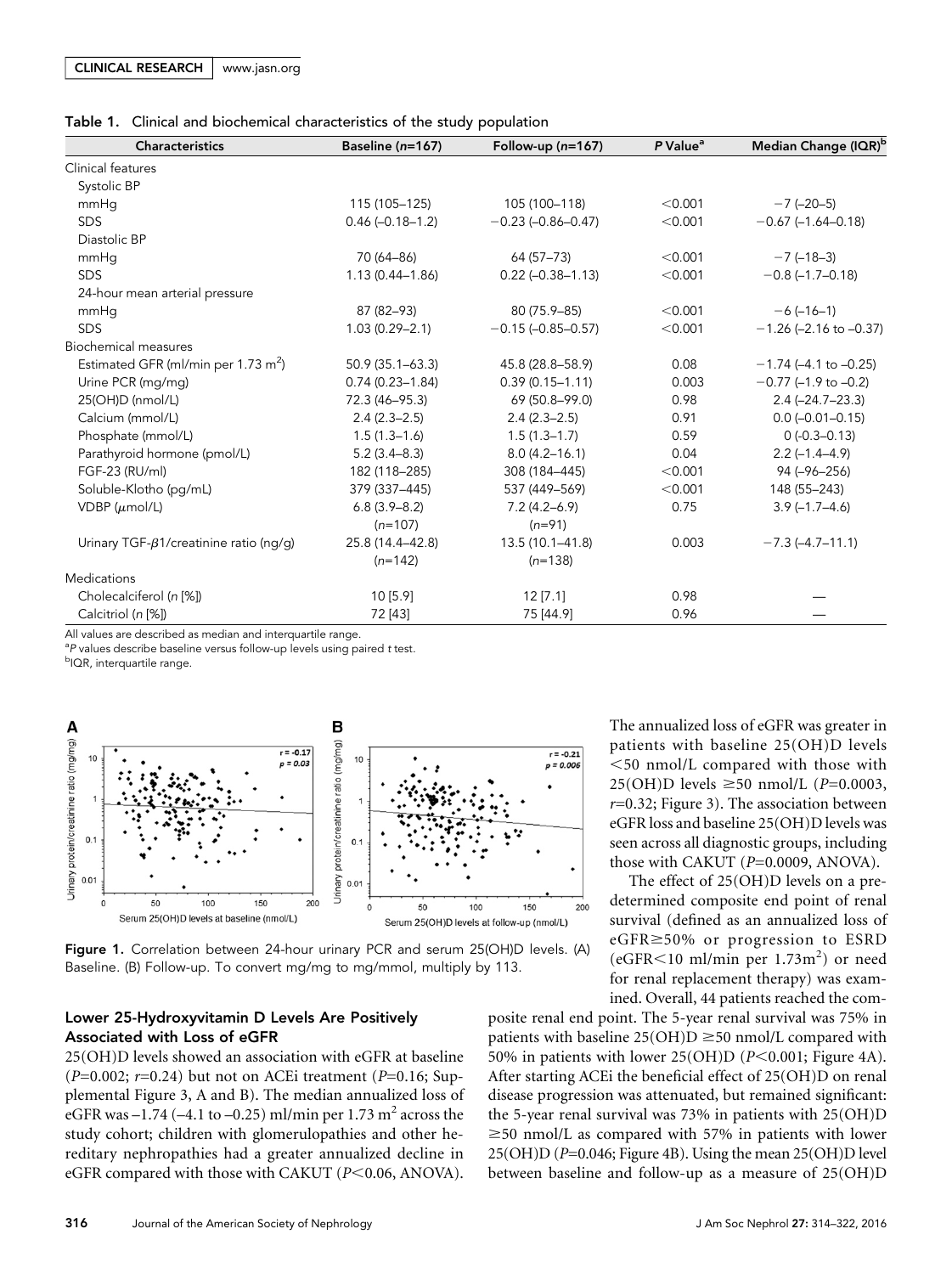**Table 1.** Clinical and biochemical characteristics of the study population

| Characteristics | Baseline (n=167) | Follow-up (n=167) | P Value[a] | Median Change (IQR)[b] |
|---|---|---|---|---|
| Clinical features | | | | |
| Systolic BP | | | | |
| mmHg | 115 (105–125) | 105 (100–118) | <0.001 | −7 (−20–5) |
| SDS | 0.46 (−0.18–1.2) | −0.23 (−0.86–0.47) | <0.001 | −0.67 (−1.64–0.18) |
| Diastolic BP | | | | |
| mmHg | 70 (64–86) | 64 (57–73) | <0.001 | −7 (−18–3) |
| SDS | 1.13 (0.44–1.86) | 0.22 (−0.38–1.13) | <0.001 | −0.8 (−1.7–0.18) |
| 24-hour mean arterial pressure | | | | |
| mmHg | 87 (82–93) | 80 (75.9–85) | <0.001 | −6 (−16–1) |
| SDS | 1.03 (0.29–2.1) | −0.15 (−0.85–0.57) | <0.001 | −1.26 (−2.16 to −0.37) |
| Biochemical measures | | | | |
| Estimated GFR (ml/min per 1.73 $m^2$) | 50.9 (35.1–63.3) | 45.8 (28.8–58.9) | 0.08 | −1.74 (−4.1 to −0.25) |
| Urine PCR (mg/mg) | 0.74 (0.23–1.84) | 0.39 (0.15–1.11) | 0.003 | −0.77 (−1.9 to −0.2) |
| 25(OH)D (nmol/L) | 72.3 (46–95.3) | 69 (50.8–99.0) | 0.98 | 2.4 (−24.7–23.3) |
| Calcium (mmol/L) | 2.4 (2.3–2.5) | 2.4 (2.3–2.5) | 0.91 | 0.0 (−0.01–0.15) |
| Phosphate (mmol/L) | 1.5 (1.3–1.6) | 1.5 (1.3–1.7) | 0.59 | 0 (-0.3–0.13) |
| Parathyroid hormone (pmol/L) | 5.2 (3.4–8.3) | 8.0 (4.2–16.1) | 0.04 | 2.2 (−1.4–4.9) |
| FGF-23 (RU/ml) | 182 (118–285) | 308 (184–445) | <0.001 | 94 (−96–256) |
| Soluble-Klotho (pg/mL) | 379 (337–445) | 537 (449–569) | <0.001 | 148 (55–243) |
| VDBP ($\mu$mol/L) | 6.8 (3.9–8.2) (n=107) | 7.2 (4.2–6.9) (n=91) | 0.75 | 3.9 (−1.7–4.6) |
| Urinary TGF-$\beta$1/creatinine ratio (ng/g) | 25.8 (14.4–42.8) (n=142) | 13.5 (10.1–41.8) (n=138) | 0.003 | −7.3 (−4.7–11.1) |
| Medications | | | | |
| Cholecalciferol (n [%]) | 10 [5.9] | 12 [7.1] | 0.98 | — |
| Calcitriol (n [%]) | 72 [43] | 75 [44.9] | 0.96 | — |

All values are described as median and interquartile range.
[a]P values describe baseline versus follow-up levels using paired t test.
[b]IQR, interquartile range.

**Figure 1.** Correlation between 24-hour urinary PCR and serum 25(OH)D levels. (A) Baseline. (B) Follow-up. To convert mg/mg to mg/mmol, multiply by 113.

### Lower 25-Hydroxyvitamin D Levels Are Positively Associated with Loss of eGFR

25(OH)D levels showed an association with eGFR at baseline (P=0.002; r=0.24) but not on ACEi treatment (P=0.16; Supplemental Figure 3, A and B). The median annualized loss of eGFR was –1.74 (–4.1 to –0.25) ml/min per 1.73 $m^2$ across the study cohort; children with glomerulopathies and other hereditary nephropathies had a greater annualized decline in eGFR compared with those with CAKUT (P<0.06, ANOVA).

The annualized loss of eGFR was greater in patients with baseline 25(OH)D levels <50 nmol/L compared with those with 25(OH)D levels ≥50 nmol/L (P=0.0003, r=0.32; Figure 3). The association between eGFR loss and baseline 25(OH)D levels was seen across all diagnostic groups, including those with CAKUT (P=0.0009, ANOVA).

The effect of 25(OH)D levels on a predetermined composite end point of renal survival (defined as an annualized loss of eGFR≥50% or progression to ESRD (eGFR<10 ml/min per 1.73$m^2$) or need for renal replacement therapy) was examined. Overall, 44 patients reached the composite renal end point. The 5-year renal survival was 75% in patients with baseline 25(OH)D ≥50 nmol/L compared with 50% in patients with lower 25(OH)D (P<0.001; Figure 4A). After starting ACEi the beneficial effect of 25(OH)D on renal disease progression was attenuated, but remained significant: the 5-year renal survival was 73% in patients with 25(OH)D ≥50 nmol/L as compared with 57% in patients with lower 25(OH)D (P=0.046; Figure 4B). Using the mean 25(OH)D level between baseline and follow-up as a measure of 25(OH)D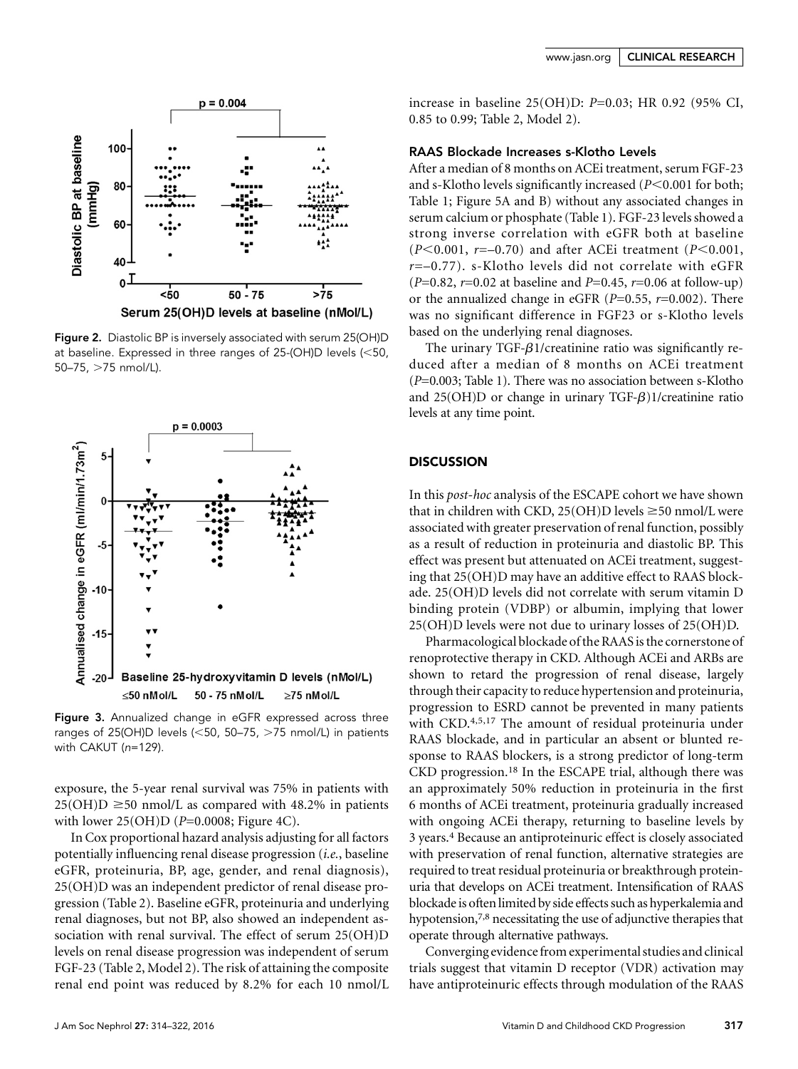Figure 2. Diastolic BP is inversely associated with serum 25(OH)D at baseline. Expressed in three ranges of 25-(OH)D levels (<50, 50–75, >75 nmol/L).

Figure 3. Annualized change in eGFR expressed across three ranges of 25(OH)D levels (<50, 50–75, >75 nmol/L) in patients with CAKUT (n=129).

exposure, the 5-year renal survival was 75% in patients with 25(OH)D ≥50 nmol/L as compared with 48.2% in patients with lower 25(OH)D ($P$=0.0008; Figure 4C).

In Cox proportional hazard analysis adjusting for all factors potentially influencing renal disease progression (*i.e.*, baseline eGFR, proteinuria, BP, age, gender, and renal diagnosis), 25(OH)D was an independent predictor of renal disease progression (Table 2). Baseline eGFR, proteinuria and underlying renal diagnoses, but not BP, also showed an independent association with renal survival. The effect of serum 25(OH)D levels on renal disease progression was independent of serum FGF-23 (Table 2, Model 2). The risk of attaining the composite renal end point was reduced by 8.2% for each 10 nmol/L increase in baseline 25(OH)D: $P$=0.03; HR 0.92 (95% CI, 0.85 to 0.99; Table 2, Model 2).

### RAAS Blockade Increases s-Klotho Levels

After a median of 8 months on ACEi treatment, serum FGF-23 and s-Klotho levels significantly increased ($P$<0.001 for both; Table 1; Figure 5A and B) without any associated changes in serum calcium or phosphate (Table 1). FGF-23 levels showed a strong inverse correlation with eGFR both at baseline ($P$<0.001, $r$=–0.70) and after ACEi treatment ($P$<0.001, $r$=–0.77). s-Klotho levels did not correlate with eGFR ($P$=0.82, $r$=0.02 at baseline and $P$=0.45, $r$=0.06 at follow-up) or the annualized change in eGFR ($P$=0.55, $r$=0.002). There was no significant difference in FGF23 or s-Klotho levels based on the underlying renal diagnoses.

The urinary TGF-$\beta$1/creatinine ratio was significantly reduced after a median of 8 months on ACEi treatment ($P$=0.003; Table 1). There was no association between s-Klotho and 25(OH)D or change in urinary TGF-$\beta$)1/creatinine ratio levels at any time point.

## DISCUSSION

In this *post-hoc* analysis of the ESCAPE cohort we have shown that in children with CKD, 25(OH)D levels ≥50 nmol/L were associated with greater preservation of renal function, possibly as a result of reduction in proteinuria and diastolic BP. This effect was present but attenuated on ACEi treatment, suggesting that 25(OH)D may have an additive effect to RAAS blockade. 25(OH)D levels did not correlate with serum vitamin D binding protein (VDBP) or albumin, implying that lower 25(OH)D levels were not due to urinary losses of 25(OH)D.

Pharmacological blockade of the RAAS is the cornerstone of renoprotective therapy in CKD. Although ACEi and ARBs are shown to retard the progression of renal disease, largely through their capacity to reduce hypertension and proteinuria, progression to ESRD cannot be prevented in many patients with CKD.[4,5,17] The amount of residual proteinuria under RAAS blockade, and in particular an absent or blunted response to RAAS blockers, is a strong predictor of long-term CKD progression.[18] In the ESCAPE trial, although there was an approximately 50% reduction in proteinuria in the first 6 months of ACEi treatment, proteinuria gradually increased with ongoing ACEi therapy, returning to baseline levels by 3 years.[4] Because an antiproteinuric effect is closely associated with preservation of renal function, alternative strategies are required to treat residual proteinuria or breakthrough proteinuria that develops on ACEi treatment. Intensification of RAAS blockade is often limited by side effects such as hyperkalemia and hypotension,[7,8] necessitating the use of adjunctive therapies that operate through alternative pathways.

Converging evidence from experimental studies and clinical trials suggest that vitamin D receptor (VDR) activation may have antiproteinuric effects through modulation of the RAAS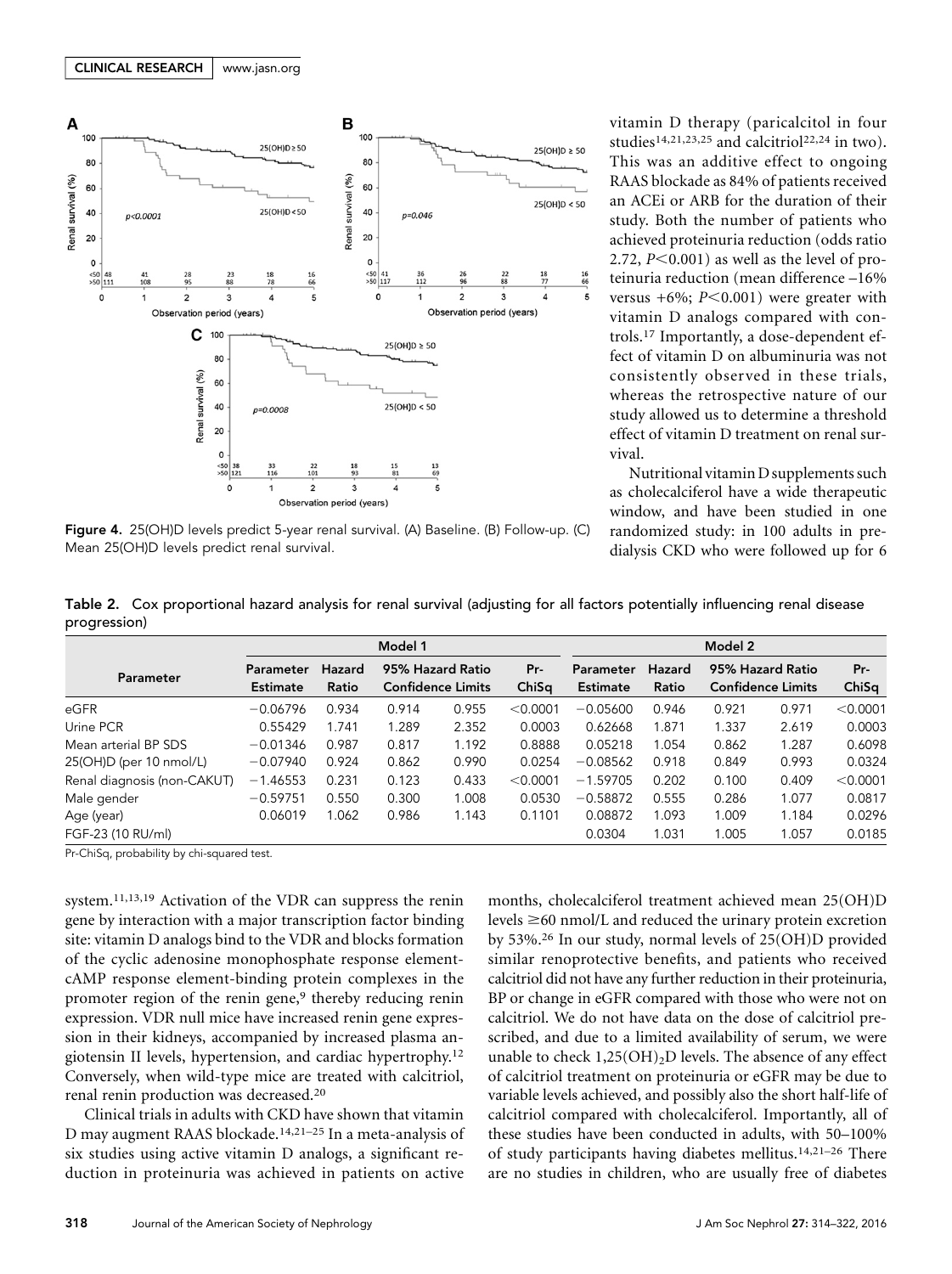Figure 4. 25(OH)D levels predict 5-year renal survival. (A) Baseline. (B) Follow-up. (C) Mean 25(OH)D levels predict renal survival.

vitamin D therapy (paricalcitol in four studies[14,21,23,25] and calcitriol[22,24] in two). This was an additive effect to ongoing RAAS blockade as 84% of patients received an ACEi or ARB for the duration of their study. Both the number of patients who achieved proteinuria reduction (odds ratio 2.72, $P<0.001$) as well as the level of proteinuria reduction (mean difference –16% versus +6%; $P<0.001$) were greater with vitamin D analogs compared with controls.[17] Importantly, a dose-dependent effect of vitamin D on albuminuria was not consistently observed in these trials, whereas the retrospective nature of our study allowed us to determine a threshold effect of vitamin D treatment on renal survival.

Nutritional vitamin D supplements such as cholecalciferol have a wide therapeutic window, and have been studied in one randomized study: in 100 adults in predialysis CKD who were followed up for 6 months, cholecalciferol treatment achieved mean 25(OH)D levels ≥60 nmol/L and reduced the urinary protein excretion by 53%.[26] In our study, normal levels of 25(OH)D provided similar renoprotective benefits, and patients who received calcitriol did not have any further reduction in their proteinuria, BP or change in eGFR compared with those who were not on calcitriol. We do not have data on the dose of calcitriol prescribed, and due to a limited availability of serum, we were unable to check $1,25(OH)_2D$ levels. The absence of any effect of calcitriol treatment on proteinuria or eGFR may be due to variable levels achieved, and possibly also the short half-life of calcitriol compared with cholecalciferol. Importantly, all of these studies have been conducted in adults, with 50–100% of study participants having diabetes mellitus.[14,21–26] There are no studies in children, who are usually free of diabetes

Table 2. Cox proportional hazard analysis for renal survival (adjusting for all factors potentially influencing renal disease progression)

| Parameter | Model 1 | | | | | Model 2 | | | | |
|---|---|---|---|---|---|---|---|---|---|---|
| | Parameter Estimate | Hazard Ratio | 95% Hazard Ratio Confidence Limits | | Pr-ChiSq | Parameter Estimate | Hazard Ratio | 95% Hazard Ratio Confidence Limits | | Pr-ChiSq |
| eGFR | −0.06796 | 0.934 | 0.914 | 0.955 | <0.0001 | −0.05600 | 0.946 | 0.921 | 0.971 | <0.0001 |
| Urine PCR | 0.55429 | 1.741 | 1.289 | 2.352 | 0.0003 | 0.62668 | 1.871 | 1.337 | 2.619 | 0.0003 |
| Mean arterial BP SDS | −0.01346 | 0.987 | 0.817 | 1.192 | 0.8888 | 0.05218 | 1.054 | 0.862 | 1.287 | 0.6098 |
| 25(OH)D (per 10 nmol/L) | −0.07940 | 0.924 | 0.862 | 0.990 | 0.0254 | −0.08562 | 0.918 | 0.849 | 0.993 | 0.0324 |
| Renal diagnosis (non-CAKUT) | −1.46553 | 0.231 | 0.123 | 0.433 | <0.0001 | −1.59705 | 0.202 | 0.100 | 0.409 | <0.0001 |
| Male gender | −0.59751 | 0.550 | 0.300 | 1.008 | 0.0530 | −0.58872 | 0.555 | 0.286 | 1.077 | 0.0817 |
| Age (year) | 0.06019 | 1.062 | 0.986 | 1.143 | 0.1101 | 0.08872 | 1.093 | 1.009 | 1.184 | 0.0296 |
| FGF-23 (10 RU/ml) | | | | | | 0.0304 | 1.031 | 1.005 | 1.057 | 0.0185 |

Pr-ChiSq, probability by chi-squared test.

system.[11,13,19] Activation of the VDR can suppress the renin gene by interaction with a major transcription factor binding site: vitamin D analogs bind to the VDR and blocks formation of the cyclic adenosine monophosphate response element-cAMP response element-binding protein complexes in the promoter region of the renin gene,[9] thereby reducing renin expression. VDR null mice have increased renin gene expression in their kidneys, accompanied by increased plasma angiotensin II levels, hypertension, and cardiac hypertrophy.[12] Conversely, when wild-type mice are treated with calcitriol, renal renin production was decreased.[20]

Clinical trials in adults with CKD have shown that vitamin D may augment RAAS blockade.[14,21–25] In a meta-analysis of six studies using active vitamin D analogs, a significant reduction in proteinuria was achieved in patients on active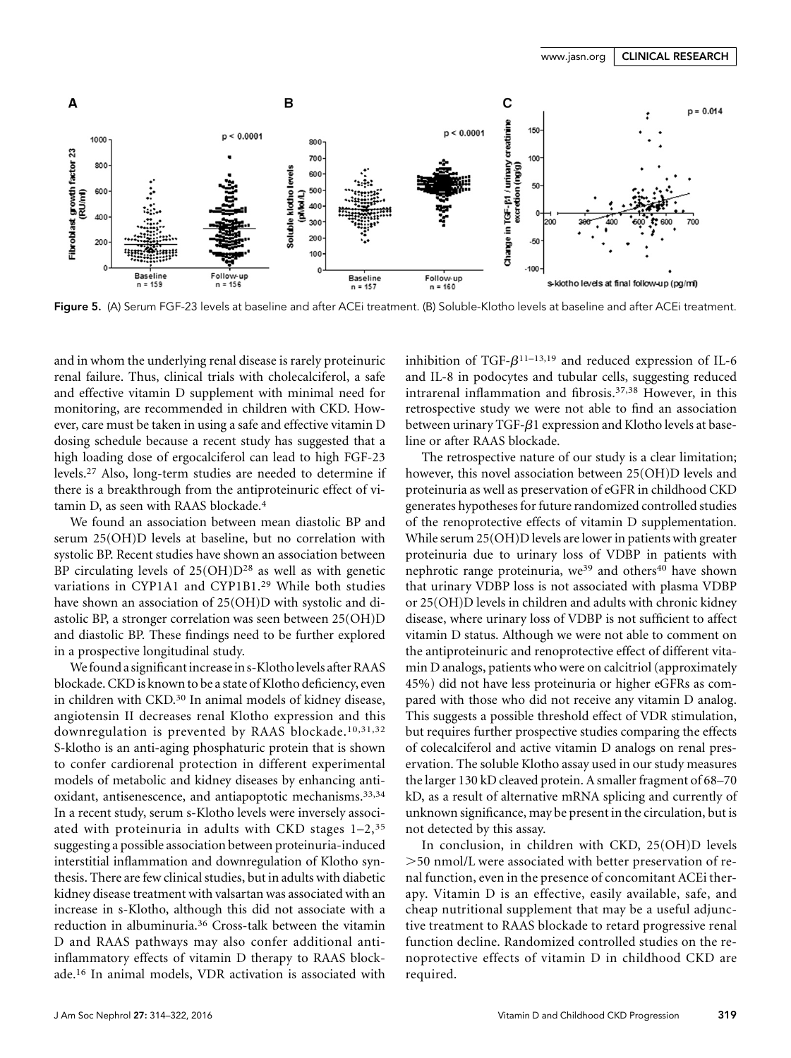Figure 5. (A) Serum FGF-23 levels at baseline and after ACEi treatment. (B) Soluble-Klotho levels at baseline and after ACEi treatment.

and in whom the underlying renal disease is rarely proteinuric renal failure. Thus, clinical trials with cholecalciferol, a safe and effective vitamin D supplement with minimal need for monitoring, are recommended in children with CKD. However, care must be taken in using a safe and effective vitamin D dosing schedule because a recent study has suggested that a high loading dose of ergocalciferol can lead to high FGF-23 levels.[27] Also, long-term studies are needed to determine if there is a breakthrough from the antiproteinuric effect of vitamin D, as seen with RAAS blockade.[4]

We found an association between mean diastolic BP and serum 25(OH)D levels at baseline, but no correlation with systolic BP. Recent studies have shown an association between BP circulating levels of 25(OH)D[28] as well as with genetic variations in CYP1A1 and CYP1B1.[29] While both studies have shown an association of 25(OH)D with systolic and diastolic BP, a stronger correlation was seen between 25(OH)D and diastolic BP. These findings need to be further explored in a prospective longitudinal study.

We found a significant increase in s-Klotho levels after RAAS blockade. CKD is known to be a state of Klotho deficiency, even in children with CKD.[30] In animal models of kidney disease, angiotensin II decreases renal Klotho expression and this downregulation is prevented by RAAS blockade.[10,31,32] S-klotho is an anti-aging phosphaturic protein that is shown to confer cardiorenal protection in different experimental models of metabolic and kidney diseases by enhancing antioxidant, antisenescence, and antiapoptotic mechanisms.[33,34] In a recent study, serum s-Klotho levels were inversely associated with proteinuria in adults with CKD stages 1–2,[35] suggesting a possible association between proteinuria-induced interstitial inflammation and downregulation of Klotho synthesis. There are few clinical studies, but in adults with diabetic kidney disease treatment with valsartan was associated with an increase in s-Klotho, although this did not associate with a reduction in albuminuria.[36] Cross-talk between the vitamin D and RAAS pathways may also confer additional anti-inflammatory effects of vitamin D therapy to RAAS blockade.[16] In animal models, VDR activation is associated with inhibition of TGF-$\beta$[11–13,19] and reduced expression of IL-6 and IL-8 in podocytes and tubular cells, suggesting reduced intrarenal inflammation and fibrosis.[37,38] However, in this retrospective study we were not able to find an association between urinary TGF-$\beta$1 expression and Klotho levels at baseline or after RAAS blockade.

The retrospective nature of our study is a clear limitation; however, this novel association between 25(OH)D levels and proteinuria as well as preservation of eGFR in childhood CKD generates hypotheses for future randomized controlled studies of the renoprotective effects of vitamin D supplementation. While serum 25(OH)D levels are lower in patients with greater proteinuria due to urinary loss of VDBP in patients with nephrotic range proteinuria, we[39] and others[40] have shown that urinary VDBP loss is not associated with plasma VDBP or 25(OH)D levels in children and adults with chronic kidney disease, where urinary loss of VDBP is not sufficient to affect vitamin D status. Although we were not able to comment on the antiproteinuric and renoprotective effect of different vitamin D analogs, patients who were on calcitriol (approximately 45%) did not have less proteinuria or higher eGFRs as compared with those who did not receive any vitamin D analog. This suggests a possible threshold effect of VDR stimulation, but requires further prospective studies comparing the effects of colecalciferol and active vitamin D analogs on renal preservation. The soluble Klotho assay used in our study measures the larger 130 kD cleaved protein. A smaller fragment of 68–70 kD, as a result of alternative mRNA splicing and currently of unknown significance, may be present in the circulation, but is not detected by this assay.

In conclusion, in children with CKD, 25(OH)D levels >50 nmol/L were associated with better preservation of renal function, even in the presence of concomitant ACEi therapy. Vitamin D is an effective, easily available, safe, and cheap nutritional supplement that may be a useful adjunctive treatment to RAAS blockade to retard progressive renal function decline. Randomized controlled studies on the renoprotective effects of vitamin D in childhood CKD are required.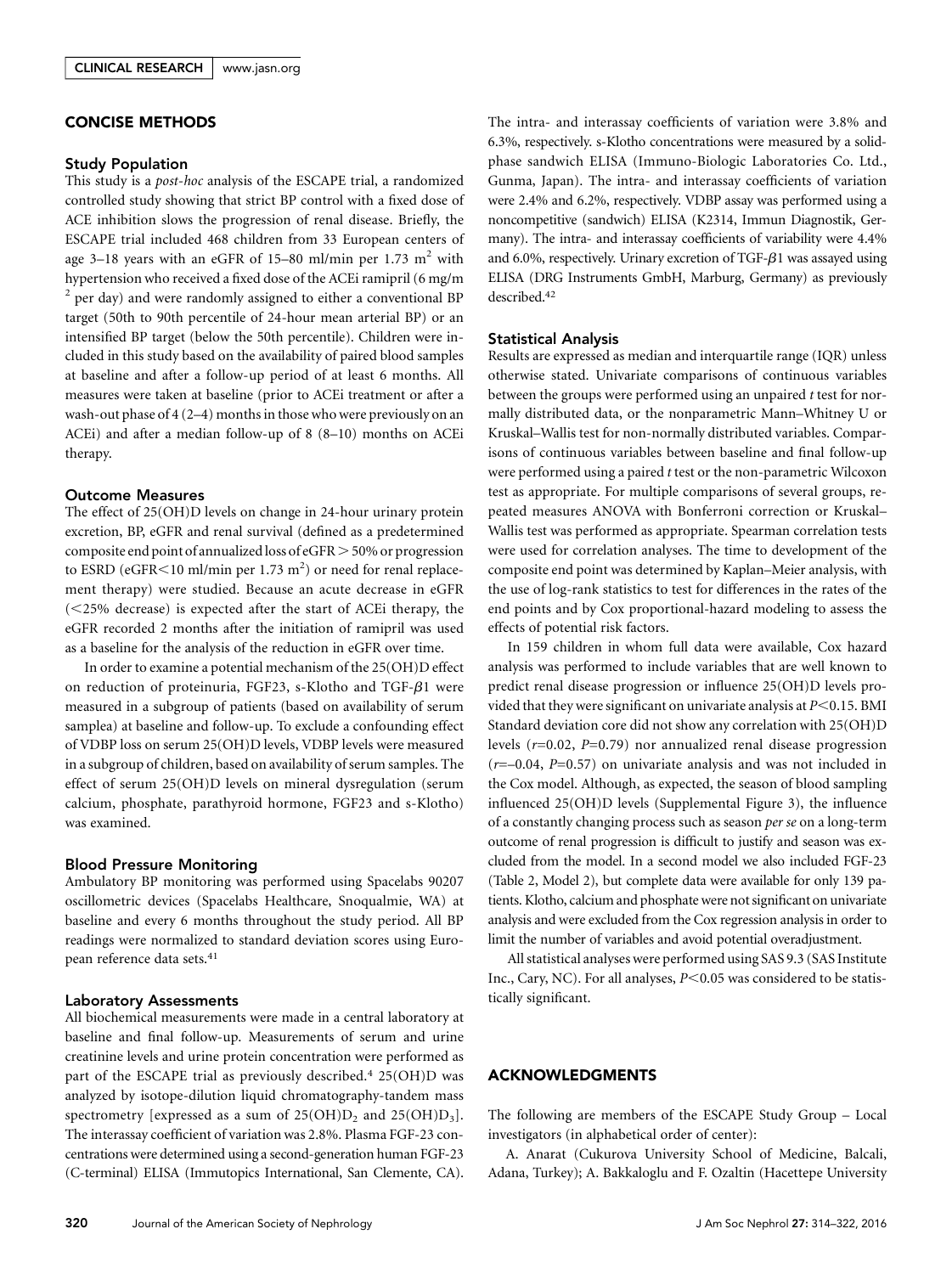## CONCISE METHODS

### Study Population

This study is a *post-hoc* analysis of the ESCAPE trial, a randomized controlled study showing that strict BP control with a fixed dose of ACE inhibition slows the progression of renal disease. Briefly, the ESCAPE trial included 468 children from 33 European centers of age 3–18 years with an eGFR of 15–80 ml/min per 1.73 $m^2$ with hypertension who received a fixed dose of the ACEi ramipril (6 mg/m $^2$ per day) and were randomly assigned to either a conventional BP target (50th to 90th percentile of 24-hour mean arterial BP) or an intensified BP target (below the 50th percentile). Children were included in this study based on the availability of paired blood samples at baseline and after a follow-up period of at least 6 months. All measures were taken at baseline (prior to ACEi treatment or after a wash-out phase of 4 (2–4) months in those who were previously on an ACEi) and after a median follow-up of 8 (8–10) months on ACEi therapy.

### Outcome Measures

The effect of 25(OH)D levels on change in 24-hour urinary protein excretion, BP, eGFR and renal survival (defined as a predetermined composite end point of annualized loss of eGFR > 50% or progression to ESRD (eGFR<10 ml/min per 1.73 $m^2$) or need for renal replacement therapy) were studied. Because an acute decrease in eGFR (<25% decrease) is expected after the start of ACEi therapy, the eGFR recorded 2 months after the initiation of ramipril was used as a baseline for the analysis of the reduction in eGFR over time.

In order to examine a potential mechanism of the 25(OH)D effect on reduction of proteinuria, FGF23, s-Klotho and TGF-$\beta$1 were measured in a subgroup of patients (based on availability of serum samplea) at baseline and follow-up. To exclude a confounding effect of VDBP loss on serum 25(OH)D levels, VDBP levels were measured in a subgroup of children, based on availability of serum samples. The effect of serum 25(OH)D levels on mineral dysregulation (serum calcium, phosphate, parathyroid hormone, FGF23 and s-Klotho) was examined.

### Blood Pressure Monitoring

Ambulatory BP monitoring was performed using Spacelabs 90207 oscillometric devices (Spacelabs Healthcare, Snoqualmie, WA) at baseline and every 6 months throughout the study period. All BP readings were normalized to standard deviation scores using European reference data sets.[41]

### Laboratory Assessments

All biochemical measurements were made in a central laboratory at baseline and final follow-up. Measurements of serum and urine creatinine levels and urine protein concentration were performed as part of the ESCAPE trial as previously described.[4] 25(OH)D was analyzed by isotope-dilution liquid chromatography-tandem mass spectrometry [expressed as a sum of 25(OH)$D_2$ and 25(OH)$D_3$]. The interassay coefficient of variation was 2.8%. Plasma FGF-23 concentrations were determined using a second-generation human FGF-23 (C-terminal) ELISA (Immutopics International, San Clemente, CA). The intra- and interassay coefficients of variation were 3.8% and 6.3%, respectively. s-Klotho concentrations were measured by a solid-phase sandwich ELISA (Immuno-Biologic Laboratories Co. Ltd., Gunma, Japan). The intra- and interassay coefficients of variation were 2.4% and 6.2%, respectively. VDBP assay was performed using a noncompetitive (sandwich) ELISA (K2314, Immun Diagnostik, Germany). The intra- and interassay coefficients of variability were 4.4% and 6.0%, respectively. Urinary excretion of TGF-$\beta$1 was assayed using ELISA (DRG Instruments GmbH, Marburg, Germany) as previously described.[42]

### Statistical Analysis

Results are expressed as median and interquartile range (IQR) unless otherwise stated. Univariate comparisons of continuous variables between the groups were performed using an unpaired *t* test for normally distributed data, or the nonparametric Mann–Whitney U or Kruskal–Wallis test for non-normally distributed variables. Comparisons of continuous variables between baseline and final follow-up were performed using a paired *t* test or the non-parametric Wilcoxon test as appropriate. For multiple comparisons of several groups, repeated measures ANOVA with Bonferroni correction or Kruskal–Wallis test was performed as appropriate. Spearman correlation tests were used for correlation analyses. The time to development of the composite end point was determined by Kaplan–Meier analysis, with the use of log-rank statistics to test for differences in the rates of the end points and by Cox proportional-hazard modeling to assess the effects of potential risk factors.

In 159 children in whom full data were available, Cox hazard analysis was performed to include variables that are well known to predict renal disease progression or influence 25(OH)D levels provided that they were significant on univariate analysis at $P<0.15$. BMI Standard deviation core did not show any correlation with 25(OH)D levels ($r=0.02$, $P=0.79$) nor annualized renal disease progression ($r=-0.04$, $P=0.57$) on univariate analysis and was not included in the Cox model. Although, as expected, the season of blood sampling influenced 25(OH)D levels (Supplemental Figure 3), the influence of a constantly changing process such as season *per se* on a long-term outcome of renal progression is difficult to justify and season was excluded from the model. In a second model we also included FGF-23 (Table 2, Model 2), but complete data were available for only 139 patients. Klotho, calcium and phosphate were not significant on univariate analysis and were excluded from the Cox regression analysis in order to limit the number of variables and avoid potential overadjustment.

All statistical analyses were performed using SAS 9.3 (SAS Institute Inc., Cary, NC). For all analyses, $P<0.05$ was considered to be statistically significant.

## ACKNOWLEDGMENTS

The following are members of the ESCAPE Study Group – Local investigators (in alphabetical order of center):

A. Anarat (Cukurova University School of Medicine, Balcali, Adana, Turkey); A. Bakkaloglu and F. Ozaltin (Hacettepe University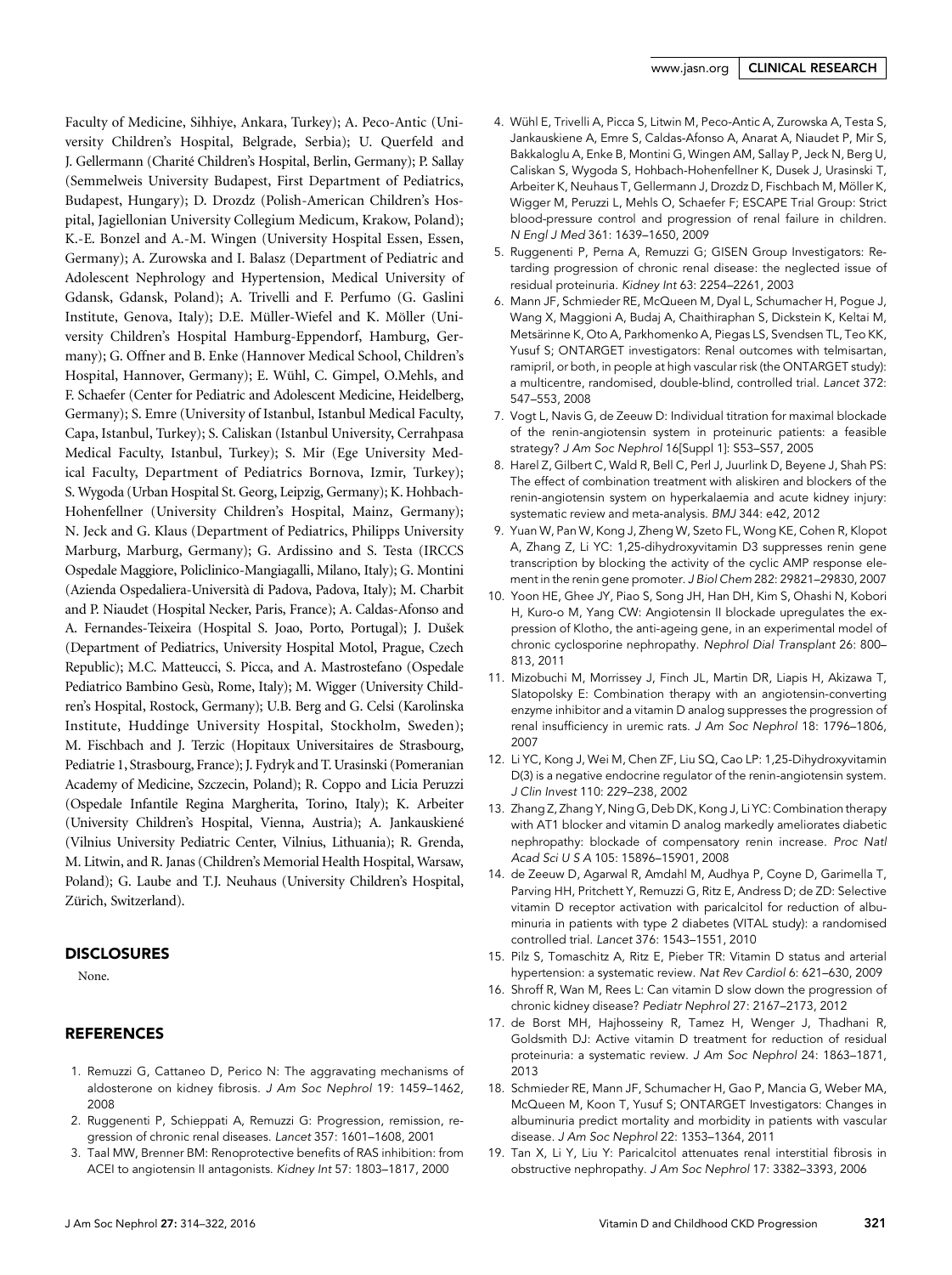Faculty of Medicine, Sihhiye, Ankara, Turkey); A. Peco-Antic (University Children's Hospital, Belgrade, Serbia); U. Querfeld and J. Gellermann (Charité Children's Hospital, Berlin, Germany); P. Sallay (Semmelweis University Budapest, First Department of Pediatrics, Budapest, Hungary); D. Drozdz (Polish-American Children's Hospital, Jagiellonian University Collegium Medicum, Krakow, Poland); K.-E. Bonzel and A.-M. Wingen (University Hospital Essen, Essen, Germany); A. Zurowska and I. Balasz (Department of Pediatric and Adolescent Nephrology and Hypertension, Medical University of Gdansk, Gdansk, Poland); A. Trivelli and F. Perfumo (G. Gaslini Institute, Genova, Italy); D.E. Müller-Wiefel and K. Möller (University Children's Hospital Hamburg-Eppendorf, Hamburg, Germany); G. Offner and B. Enke (Hannover Medical School, Children's Hospital, Hannover, Germany); E. Wühl, C. Gimpel, O.Mehls, and F. Schaefer (Center for Pediatric and Adolescent Medicine, Heidelberg, Germany); S. Emre (University of Istanbul, Istanbul Medical Faculty, Capa, Istanbul, Turkey); S. Caliskan (Istanbul University, Cerrahpasa Medical Faculty, Istanbul, Turkey); S. Mir (Ege University Medical Faculty, Department of Pediatrics Bornova, Izmir, Turkey); S. Wygoda (Urban Hospital St. Georg, Leipzig, Germany); K. Hohbach-Hohenfellner (University Children's Hospital, Mainz, Germany); N. Jeck and G. Klaus (Department of Pediatrics, Philipps University Marburg, Marburg, Germany); G. Ardissino and S. Testa (IRCCS Ospedale Maggiore, Policlinico-Mangiagalli, Milano, Italy); G. Montini (Azienda Ospedaliera-Università di Padova, Padova, Italy); M. Charbit and P. Niaudet (Hospital Necker, Paris, France); A. Caldas-Afonso and A. Fernandes-Teixeira (Hospital S. Joao, Porto, Portugal); J. Dušek (Department of Pediatrics, University Hospital Motol, Prague, Czech Republic); M.C. Matteucci, S. Picca, and A. Mastrostefano (Ospedale Pediatrico Bambino Gesù, Rome, Italy); M. Wigger (University Children's Hospital, Rostock, Germany); U.B. Berg and G. Celsi (Karolinska Institute, Huddinge University Hospital, Stockholm, Sweden); M. Fischbach and J. Terzic (Hopitaux Universitaires de Strasbourg, Pediatrie 1, Strasbourg, France); J. Fydryk and T. Urasinski (Pomeranian Academy of Medicine, Szczecin, Poland); R. Coppo and Licia Peruzzi (Ospedale Infantile Regina Margherita, Torino, Italy); K. Arbeiter (University Children's Hospital, Vienna, Austria); A. Jankauskiené (Vilnius University Pediatric Center, Vilnius, Lithuania); R. Grenda, M. Litwin, and R. Janas (Children's Memorial Health Hospital, Warsaw, Poland); G. Laube and T.J. Neuhaus (University Children's Hospital, Zürich, Switzerland).

## DISCLOSURES

None.

## REFERENCES

1. Remuzzi G, Cattaneo D, Perico N: The aggravating mechanisms of aldosterone on kidney fibrosis. *J Am Soc Nephrol* 19: 1459–1462, 2008
2. Ruggenenti P, Schieppati A, Remuzzi G: Progression, remission, regression of chronic renal diseases. *Lancet* 357: 1601–1608, 2001
3. Taal MW, Brenner BM: Renoprotective benefits of RAS inhibition: from ACEI to angiotensin II antagonists. *Kidney Int* 57: 1803–1817, 2000
4. Wühl E, Trivelli A, Picca S, Litwin M, Peco-Antic A, Zurowska A, Testa S, Jankauskiene A, Emre S, Caldas-Afonso A, Anarat A, Niaudet P, Mir S, Bakkaloglu A, Enke B, Montini G, Wingen AM, Sallay P, Jeck N, Berg U, Caliskan S, Wygoda S, Hohbach-Hohenfellner K, Dusek J, Urasinski T, Arbeiter K, Neuhaus T, Gellermann J, Drozdz D, Fischbach M, Möller K, Wigger M, Peruzzi L, Mehls O, Schaefer F; ESCAPE Trial Group: Strict blood-pressure control and progression of renal failure in children. *N Engl J Med* 361: 1639–1650, 2009
5. Ruggenenti P, Perna A, Remuzzi G; GISEN Group Investigators: Retarding progression of chronic renal disease: the neglected issue of residual proteinuria. *Kidney Int* 63: 2254–2261, 2003
6. Mann JF, Schmieder RE, McQueen M, Dyal L, Schumacher H, Pogue J, Wang X, Maggioni A, Budaj A, Chaithiraphan S, Dickstein K, Keltai M, Metsärinne K, Oto A, Parkhomenko A, Piegas LS, Svendsen TL, Teo KK, Yusuf S; ONTARGET investigators: Renal outcomes with telmisartan, ramipril, or both, in people at high vascular risk (the ONTARGET study): a multicentre, randomised, double-blind, controlled trial. *Lancet* 372: 547–553, 2008
7. Vogt L, Navis G, de Zeeuw D: Individual titration for maximal blockade of the renin-angiotensin system in proteinuric patients: a feasible strategy? *J Am Soc Nephrol* 16[Suppl 1]: S53–S57, 2005
8. Harel Z, Gilbert C, Wald R, Bell C, Perl J, Juurlink D, Beyene J, Shah PS: The effect of combination treatment with aliskiren and blockers of the renin-angiotensin system on hyperkalaemia and acute kidney injury: systematic review and meta-analysis. *BMJ* 344: e42, 2012
9. Yuan W, Pan W, Kong J, Zheng W, Szeto FL, Wong KE, Cohen R, Klopot A, Zhang Z, Li YC: 1,25-dihydroxyvitamin D3 suppresses renin gene transcription by blocking the activity of the cyclic AMP response element in the renin gene promoter. *J Biol Chem* 282: 29821–29830, 2007
10. Yoon HE, Ghee JY, Piao S, Song JH, Han DH, Kim S, Ohashi N, Kobori H, Kuro-o M, Yang CW: Angiotensin II blockade upregulates the expression of Klotho, the anti-ageing gene, in an experimental model of chronic cyclosporine nephropathy. *Nephrol Dial Transplant* 26: 800–813, 2011
11. Mizobuchi M, Morrissey J, Finch JL, Martin DR, Liapis H, Akizawa T, Slatopolsky E: Combination therapy with an angiotensin-converting enzyme inhibitor and a vitamin D analog suppresses the progression of renal insufficiency in uremic rats. *J Am Soc Nephrol* 18: 1796–1806, 2007
12. Li YC, Kong J, Wei M, Chen ZF, Liu SQ, Cao LP: 1,25-Dihydroxyvitamin D(3) is a negative endocrine regulator of the renin-angiotensin system. *J Clin Invest* 110: 229–238, 2002
13. Zhang Z, Zhang Y, Ning G, Deb DK, Kong J, Li YC: Combination therapy with AT1 blocker and vitamin D analog markedly ameliorates diabetic nephropathy: blockade of compensatory renin increase. *Proc Natl Acad Sci U S A* 105: 15896–15901, 2008
14. de Zeeuw D, Agarwal R, Amdahl M, Audhya P, Coyne D, Garimella T, Parving HH, Pritchett Y, Remuzzi G, Ritz E, Andress D; de ZD: Selective vitamin D receptor activation with paricalcitol for reduction of albuminuria in patients with type 2 diabetes (VITAL study): a randomised controlled trial. *Lancet* 376: 1543–1551, 2010
15. Pilz S, Tomaschitz A, Ritz E, Pieber TR: Vitamin D status and arterial hypertension: a systematic review. *Nat Rev Cardiol* 6: 621–630, 2009
16. Shroff R, Wan M, Rees L: Can vitamin D slow down the progression of chronic kidney disease? *Pediatr Nephrol* 27: 2167–2173, 2012
17. de Borst MH, Hajhosseiny R, Tamez H, Wenger J, Thadhani R, Goldsmith DJ: Active vitamin D treatment for reduction of residual proteinuria: a systematic review. *J Am Soc Nephrol* 24: 1863–1871, 2013
18. Schmieder RE, Mann JF, Schumacher H, Gao P, Mancia G, Weber MA, McQueen M, Koon T, Yusuf S; ONTARGET Investigators: Changes in albuminuria predict mortality and morbidity in patients with vascular disease. *J Am Soc Nephrol* 22: 1353–1364, 2011
19. Tan X, Li Y, Liu Y: Paricalcitol attenuates renal interstitial fibrosis in obstructive nephropathy. *J Am Soc Nephrol* 17: 3382–3393, 2006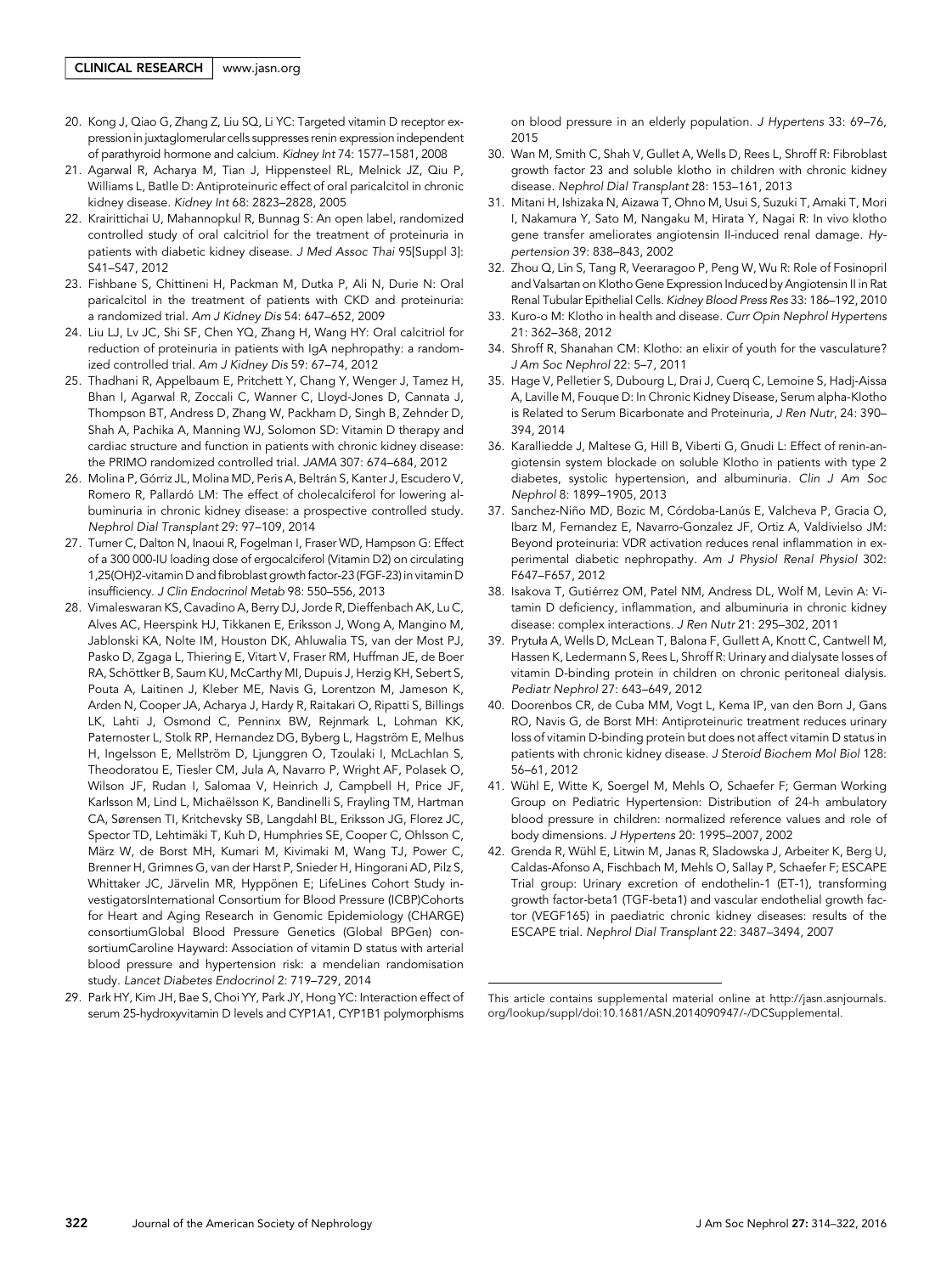20. Kong J, Qiao G, Zhang Z, Liu SQ, Li YC: Targeted vitamin D receptor expression in juxtaglomerular cells suppresses renin expression independent of parathyroid hormone and calcium. *Kidney Int* 74: 1577–1581, 2008
21. Agarwal R, Acharya M, Tian J, Hippensteel RL, Melnick JZ, Qiu P, Williams L, Batlle D: Antiproteinuric effect of oral paricalcitol in chronic kidney disease. *Kidney Int* 68: 2823–2828, 2005
22. Krairittichai U, Mahannopkul R, Bunnag S: An open label, randomized controlled study of oral calcitriol for the treatment of proteinuria in patients with diabetic kidney disease. *J Med Assoc Thai* 95[Suppl 3]: S41–S47, 2012
23. Fishbane S, Chittineni H, Packman M, Dutka P, Ali N, Durie N: Oral paricalcitol in the treatment of patients with CKD and proteinuria: a randomized trial. *Am J Kidney Dis* 54: 647–652, 2009
24. Liu LJ, Lv JC, Shi SF, Chen YQ, Zhang H, Wang HY: Oral calcitriol for reduction of proteinuria in patients with IgA nephropathy: a randomized controlled trial. *Am J Kidney Dis* 59: 67–74, 2012
25. Thadhani R, Appelbaum E, Pritchett Y, Chang Y, Wenger J, Tamez H, Bhan I, Agarwal R, Zoccali C, Wanner C, Lloyd-Jones D, Cannata J, Thompson BT, Andress D, Zhang W, Packham D, Singh B, Zehnder D, Shah A, Pachika A, Manning WJ, Solomon SD: Vitamin D therapy and cardiac structure and function in patients with chronic kidney disease: the PRIMO randomized controlled trial. *JAMA* 307: 674–684, 2012
26. Molina P, Górriz JL, Molina MD, Peris A, Beltrán S, Kanter J, Escudero V, Romero R, Pallardó LM: The effect of cholecalciferol for lowering albuminuria in chronic kidney disease: a prospective controlled study. *Nephrol Dial Transplant* 29: 97–109, 2014
27. Turner C, Dalton N, Inaoui R, Fogelman I, Fraser WD, Hampson G: Effect of a 300 000-IU loading dose of ergocalciferol (Vitamin D2) on circulating 1,25(OH)2-vitamin D and fibroblast growth factor-23 (FGF-23) in vitamin D insufficiency. *J Clin Endocrinol Metab* 98: 550–556, 2013
28. Vimaleswaran KS, Cavadino A, Berry DJ, Jorde R, Dieffenbach AK, Lu C, Alves AC, Heerspink HJ, Tikkanen E, Eriksson J, Wong A, Mangino M, Jablonski KA, Nolte IM, Houston DK, Ahluwalia TS, van der Most PJ, Pasko D, Zgaga L, Thiering E, Vitart V, Fraser RM, Huffman JE, de Boer RA, Schöttker B, Saum KU, McCarthy MI, Dupuis J, Herzig KH, Sebert S, Pouta A, Laitinen J, Kleber ME, Navis G, Lorentzon M, Jameson K, Arden N, Cooper JA, Acharya J, Hardy R, Raitakari O, Ripatti S, Billings LK, Lahti J, Osmond C, Penninx BW, Rejnmark L, Lohman KK, Paternoster L, Stolk RP, Hernandez DG, Byberg L, Hagström E, Melhus H, Ingelsson E, Mellström D, Ljunggren O, Tzoulaki I, McLachlan S, Theodoratou E, Tiesler CM, Jula A, Navarro P, Wright AF, Polasek O, Wilson JF, Rudan I, Salomaa V, Heinrich J, Campbell H, Price JF, Karlsson M, Lind L, Michaëlsson K, Bandinelli S, Frayling TM, Hartman CA, Sørensen TI, Kritchevsky SB, Langdahl BL, Eriksson JG, Florez JC, Spector TD, Lehtimäki T, Kuh D, Humphries SE, Cooper C, Ohlsson C, März W, de Borst MH, Kumari M, Kivimaki M, Wang TJ, Power C, Brenner H, Grimnes G, van der Harst P, Snieder H, Hingorani AD, Pilz S, Whittaker JC, Järvelin MR, Hyppönen E; LifeLines Cohort Study investigatorsInternational Consortium for Blood Pressure (ICBP)Cohorts for Heart and Aging Research in Genomic Epidemiology (CHARGE) consortiumGlobal Blood Pressure Genetics (Global BPGen) consortiumCaroline Hayward: Association of vitamin D status with arterial blood pressure and hypertension risk: a mendelian randomisation study. *Lancet Diabetes Endocrinol* 2: 719–729, 2014
29. Park HY, Kim JH, Bae S, Choi YY, Park JY, Hong YC: Interaction effect of serum 25-hydroxyvitamin D levels and CYP1A1, CYP1B1 polymorphisms on blood pressure in an elderly population. *J Hypertens* 33: 69–76, 2015
30. Wan M, Smith C, Shah V, Gullet A, Wells D, Rees L, Shroff R: Fibroblast growth factor 23 and soluble klotho in children with chronic kidney disease. *Nephrol Dial Transplant* 28: 153–161, 2013
31. Mitani H, Ishizaka N, Aizawa T, Ohno M, Usui S, Suzuki T, Amaki T, Mori I, Nakamura Y, Sato M, Nangaku M, Hirata Y, Nagai R: In vivo klotho gene transfer ameliorates angiotensin II-induced renal damage. *Hypertension* 39: 838–843, 2002
32. Zhou Q, Lin S, Tang R, Veeraragoo P, Peng W, Wu R: Role of Fosinopril and Valsartan on Klotho Gene Expression Induced by Angiotensin II in Rat Renal Tubular Epithelial Cells. *Kidney Blood Press Res* 33: 186–192, 2010
33. Kuro-o M: Klotho in health and disease. *Curr Opin Nephrol Hypertens* 21: 362–368, 2012
34. Shroff R, Shanahan CM: Klotho: an elixir of youth for the vasculature? *J Am Soc Nephrol* 22: 5–7, 2011
35. Hage V, Pelletier S, Dubourg L, Drai J, Cuerq C, Lemoine S, Hadj-Aissa A, Laville M, Fouque D: In Chronic Kidney Disease, Serum alpha-Klotho is Related to Serum Bicarbonate and Proteinuria, *J Ren Nutr*, 24: 390–394, 2014
36. Karalliedde J, Maltese G, Hill B, Viberti G, Gnudi L: Effect of renin-angiotensin system blockade on soluble Klotho in patients with type 2 diabetes, systolic hypertension, and albuminuria. *Clin J Am Soc Nephrol* 8: 1899–1905, 2013
37. Sanchez-Niño MD, Bozic M, Córdoba-Lanús E, Valcheva P, Gracia O, Ibarz M, Fernandez E, Navarro-Gonzalez JF, Ortiz A, Valdivielso JM: Beyond proteinuria: VDR activation reduces renal inflammation in experimental diabetic nephropathy. *Am J Physiol Renal Physiol* 302: F647–F657, 2012
38. Isakova T, Gutiérrez OM, Patel NM, Andress DL, Wolf M, Levin A: Vitamin D deficiency, inflammation, and albuminuria in chronic kidney disease: complex interactions. *J Ren Nutr* 21: 295–302, 2011
39. Prytuła A, Wells D, McLean T, Balona F, Gullett A, Knott C, Cantwell M, Hassen K, Ledermann S, Rees L, Shroff R: Urinary and dialysate losses of vitamin D-binding protein in children on chronic peritoneal dialysis. *Pediatr Nephrol* 27: 643–649, 2012
40. Doorenbos CR, de Cuba MM, Vogt L, Kema IP, van den Born J, Gans RO, Navis G, de Borst MH: Antiproteinuric treatment reduces urinary loss of vitamin D-binding protein but does not affect vitamin D status in patients with chronic kidney disease. *J Steroid Biochem Mol Biol* 128: 56–61, 2012
41. Wühl E, Witte K, Soergel M, Mehls O, Schaefer F; German Working Group on Pediatric Hypertension: Distribution of 24-h ambulatory blood pressure in children: normalized reference values and role of body dimensions. *J Hypertens* 20: 1995–2007, 2002
42. Grenda R, Wühl E, Litwin M, Janas R, Sladowska J, Arbeiter K, Berg U, Caldas-Afonso A, Fischbach M, Mehls O, Sallay P, Schaefer F; ESCAPE Trial group: Urinary excretion of endothelin-1 (ET-1), transforming growth factor-beta1 (TGF-beta1) and vascular endothelial growth factor (VEGF165) in paediatric chronic kidney diseases: results of the ESCAPE trial. *Nephrol Dial Transplant* 22: 3487–3494, 2007

This article contains supplemental material online at http://jasn.asnjournals.org/lookup/suppl/doi:10.1681/ASN.2014090947/-/DCSupplemental.